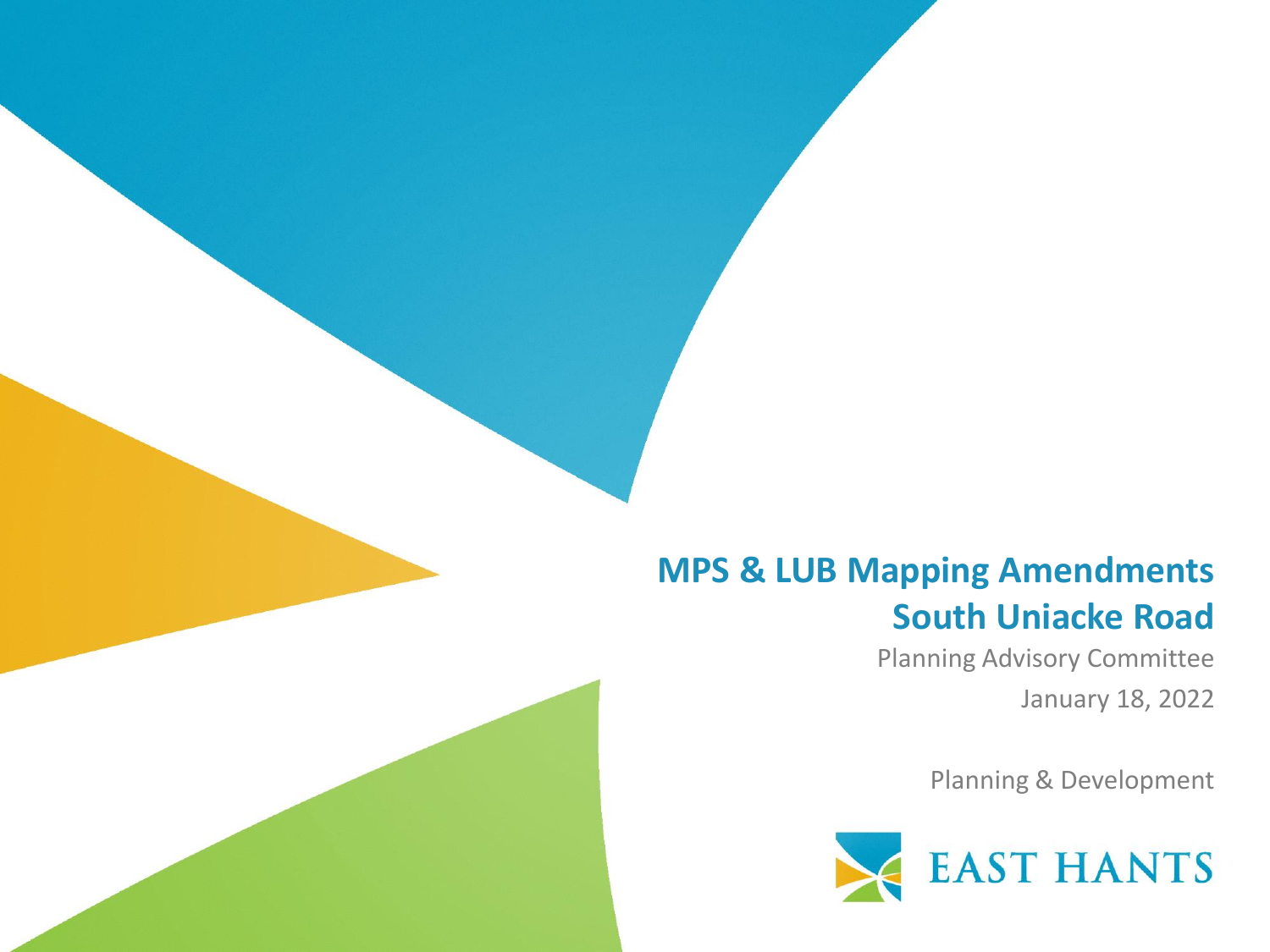# MPS & LUB Mapping Amendments
# South Uniacke Road

Planning Advisory Committee

January 18, 2022

Planning & Development

EAST HANTS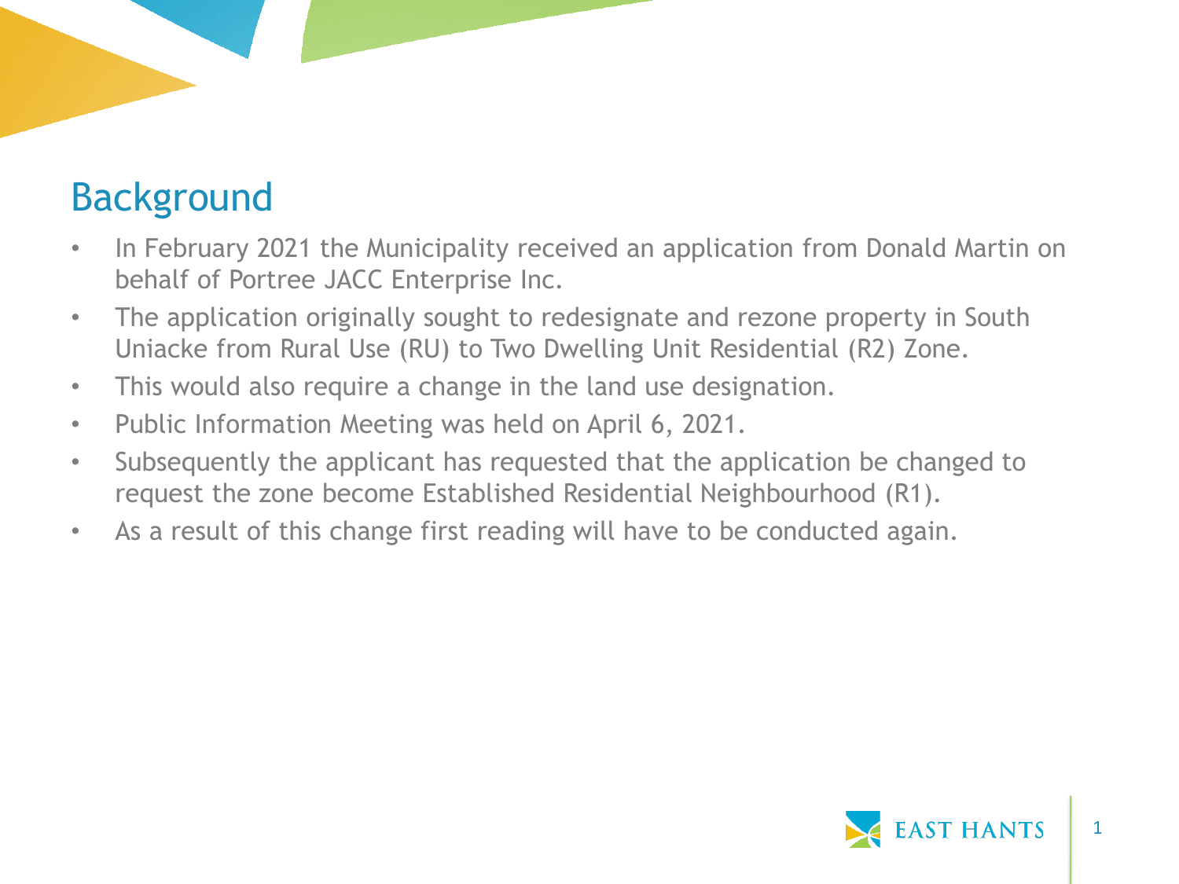## Background

- In February 2021 the Municipality received an application from Donald Martin on behalf of Portree JACC Enterprise Inc.
- The application originally sought to redesignate and rezone property in South Uniacke from Rural Use (RU) to Two Dwelling Unit Residential (R2) Zone.
- This would also require a change in the land use designation.
- Public Information Meeting was held on April 6, 2021.
- Subsequently the applicant has requested that the application be changed to request the zone become Established Residential Neighbourhood (R1).
- As a result of this change first reading will have to be conducted again.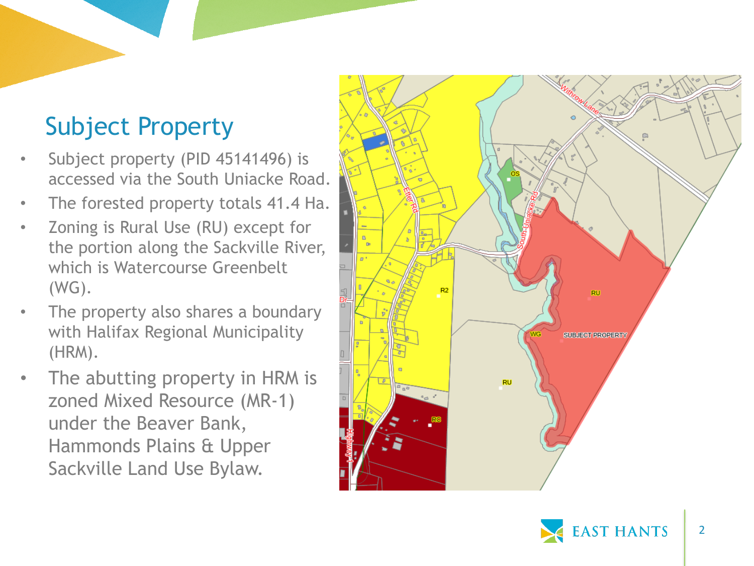# Subject Property

- Subject property (PID 45141496) is accessed via the South Uniacke Road.
- The forested property totals 41.4 Ha.
- Zoning is Rural Use (RU) except for the portion along the Sackville River, which is Watercourse Greenbelt (WG).
- The property also shares a boundary with Halifax Regional Municipality (HRM).
- The abutting property in HRM is zoned Mixed Resource (MR-1) under the Beaver Bank, Hammonds Plains & Upper Sackville Land Use Bylaw.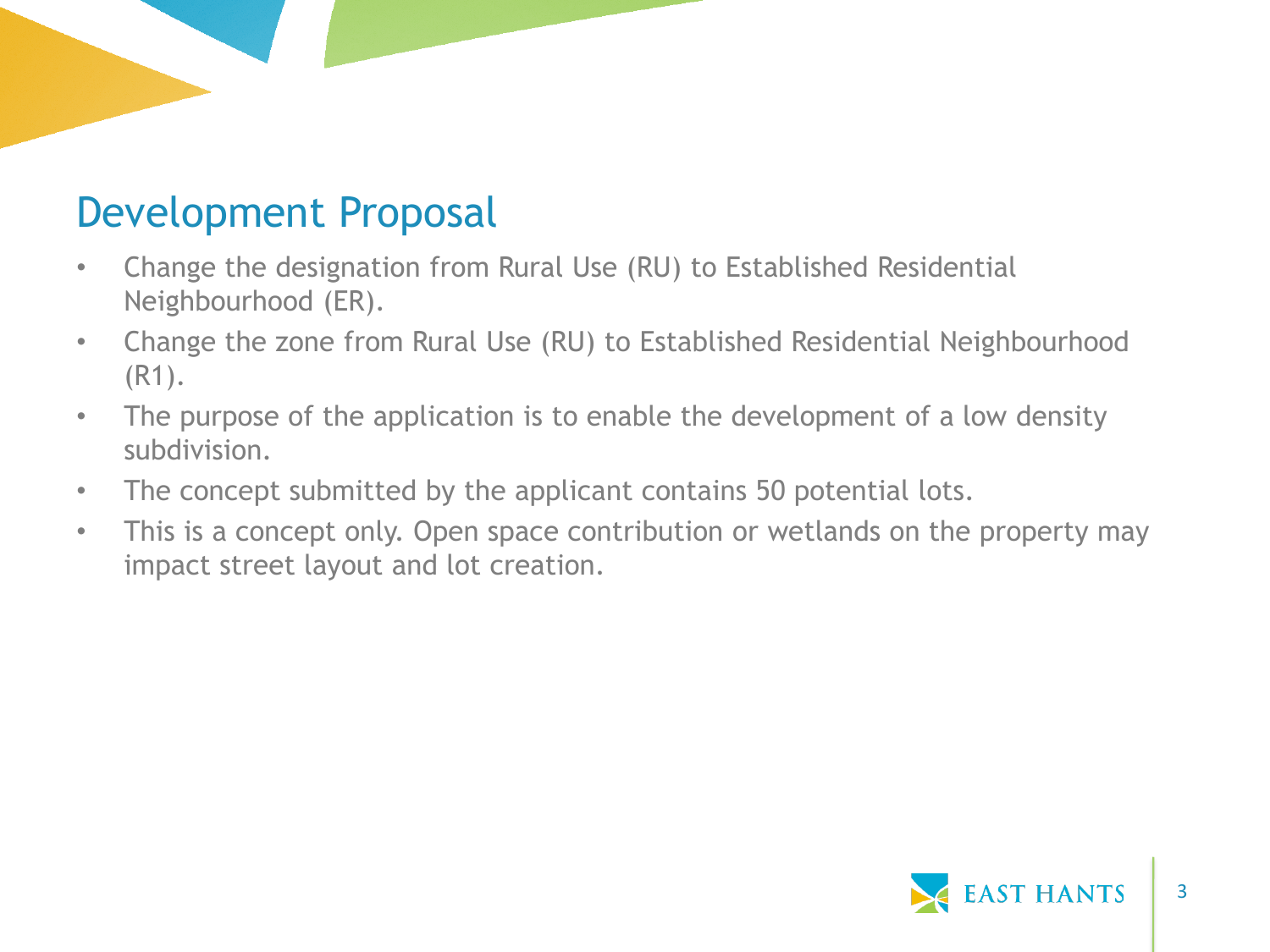# Development Proposal

- Change the designation from Rural Use (RU) to Established Residential Neighbourhood (ER).
- Change the zone from Rural Use (RU) to Established Residential Neighbourhood (R1).
- The purpose of the application is to enable the development of a low density subdivision.
- The concept submitted by the applicant contains 50 potential lots.
- This is a concept only. Open space contribution or wetlands on the property may impact street layout and lot creation.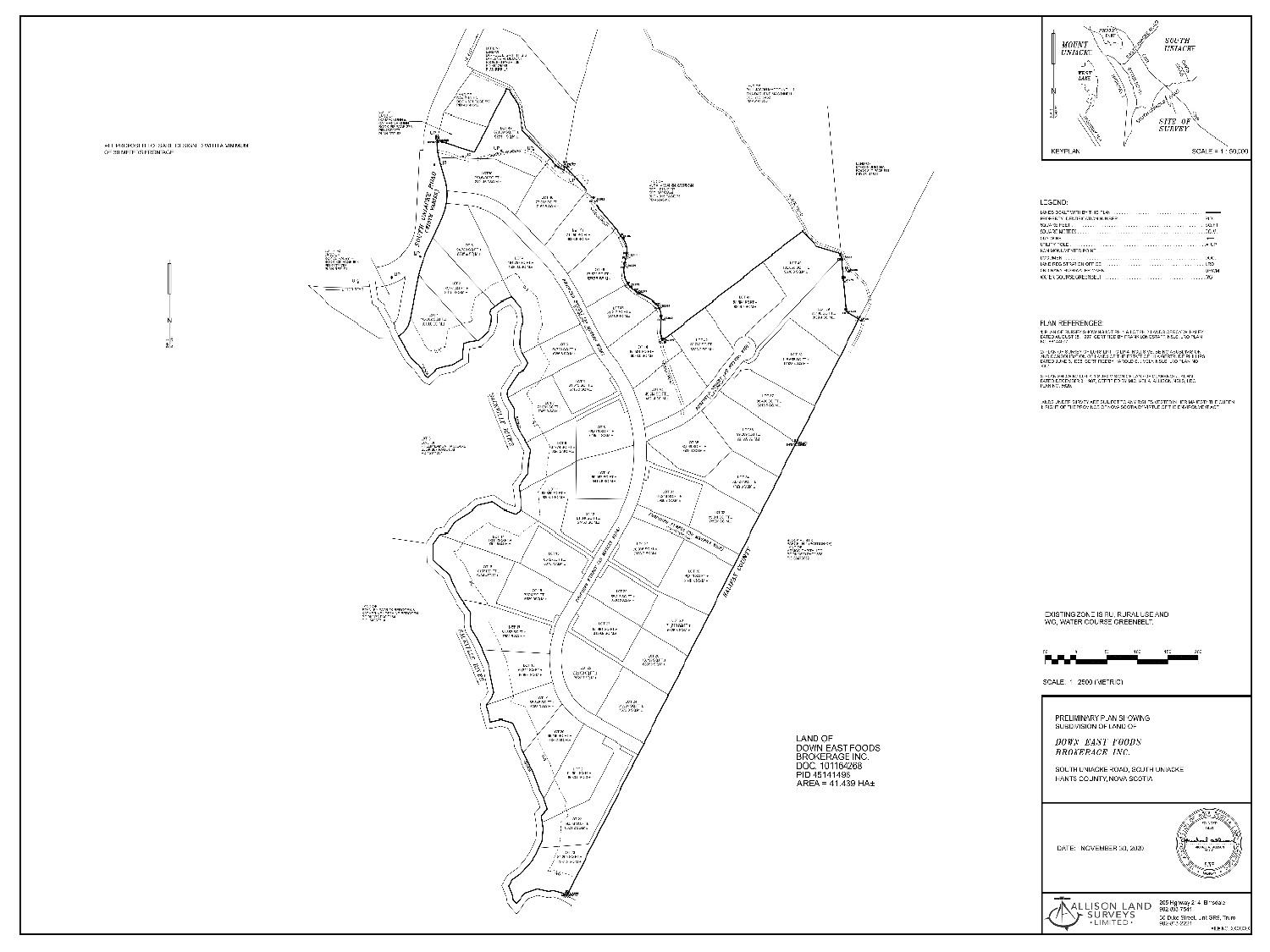ALL PROPOSED LOTS ARE DESIGNED WITH A MINIMUM OF 30 METRES FRONTAGE

KEYPLAN SCALE = 1 : 50,000

MOUNT UNIACKE

SOUTH UNIACKE

SITE OF SURVEY

LEGEND:

PLAN REFERENCES:

EXISTING ZONE IS RU, RURAL USE AND WC, WATER COURSE GREENBELT.

SCALE: 1 : 2500 (METRIC)

LAND OF
DOWN EAST FOODS
BROKERAGE INC.
DOC. 101164268
PID 45141496
AREA = 41.439 HA±

SOUTH UNIACKE ROAD

SACKVILLE RIVER

HALIFAX COUNTY

PRELIMINARY PLAN SHOWING
SUBDIVISION OF LAND OF

*DOWN EAST FOODS*
*BROKERAGE INC.*

SOUTH UNIACKE ROAD, SOUTH UNIACKE
HANTS COUNTY, NOVA SCOTIA

DATE: NOVEMBER 30, 2020

ALLISON LAND SURVEYS LIMITED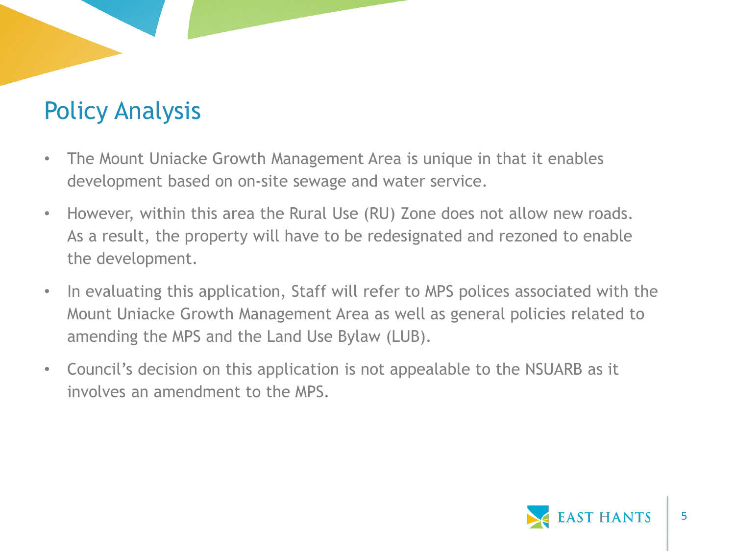# Policy Analysis

- The Mount Uniacke Growth Management Area is unique in that it enables development based on on-site sewage and water service.
- However, within this area the Rural Use (RU) Zone does not allow new roads. As a result, the property will have to be redesignated and rezoned to enable the development.
- In evaluating this application, Staff will refer to MPS polices associated with the Mount Uniacke Growth Management Area as well as general policies related to amending the MPS and the Land Use Bylaw (LUB).
- Council's decision on this application is not appealable to the NSUARB as it involves an amendment to the MPS.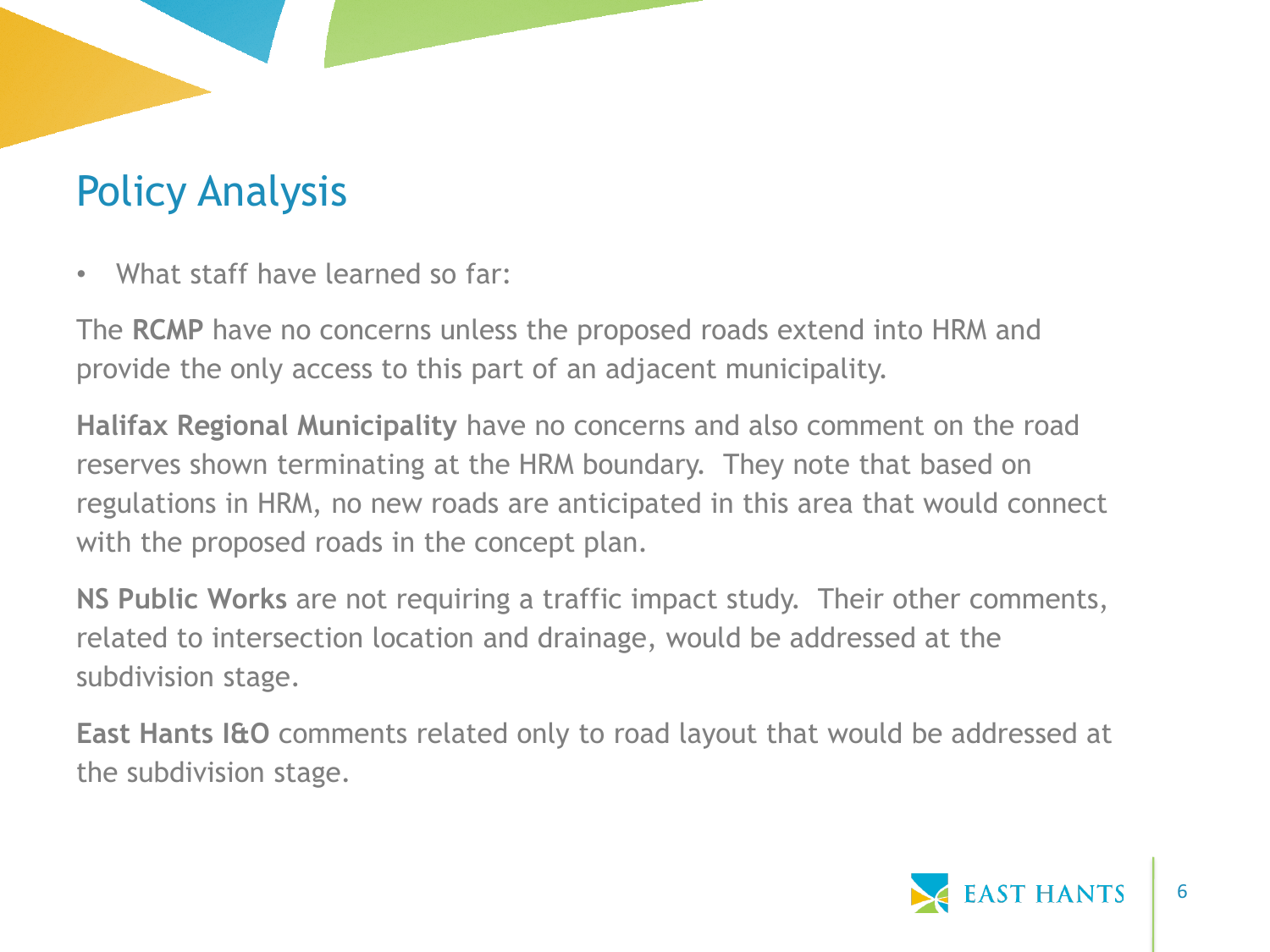# Policy Analysis

- What staff have learned so far:

The **RCMP** have no concerns unless the proposed roads extend into HRM and provide the only access to this part of an adjacent municipality.

**Halifax Regional Municipality** have no concerns and also comment on the road reserves shown terminating at the HRM boundary. They note that based on regulations in HRM, no new roads are anticipated in this area that would connect with the proposed roads in the concept plan.

**NS Public Works** are not requiring a traffic impact study. Their other comments, related to intersection location and drainage, would be addressed at the subdivision stage.

**East Hants I&O** comments related only to road layout that would be addressed at the subdivision stage.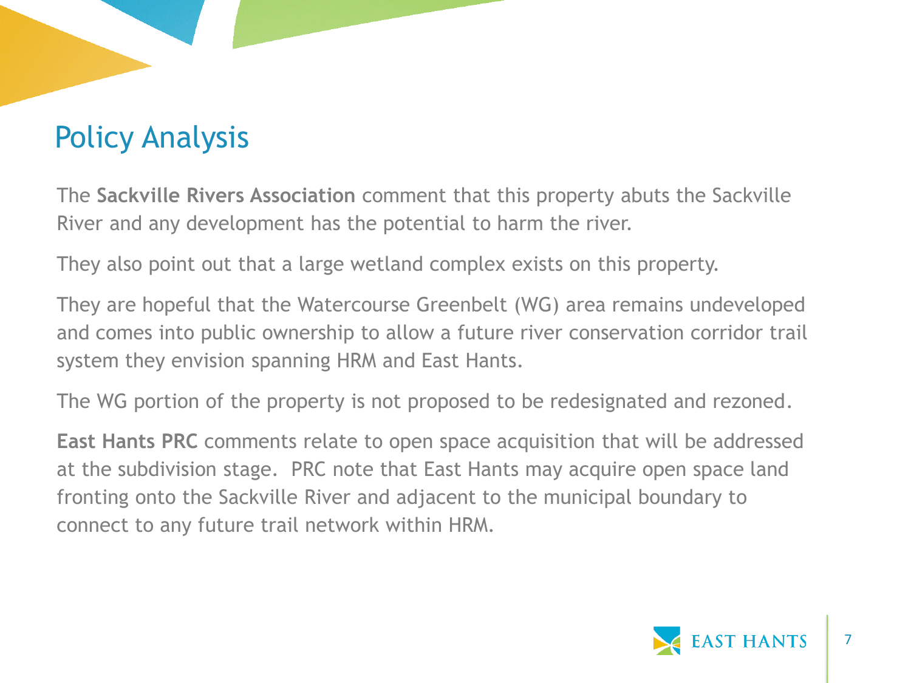# Policy Analysis

The **Sackville Rivers Association** comment that this property abuts the Sackville River and any development has the potential to harm the river.

They also point out that a large wetland complex exists on this property.

They are hopeful that the Watercourse Greenbelt (WG) area remains undeveloped and comes into public ownership to allow a future river conservation corridor trail system they envision spanning HRM and East Hants.

The WG portion of the property is not proposed to be redesignated and rezoned.

**East Hants PRC** comments relate to open space acquisition that will be addressed at the subdivision stage. PRC note that East Hants may acquire open space land fronting onto the Sackville River and adjacent to the municipal boundary to connect to any future trail network within HRM.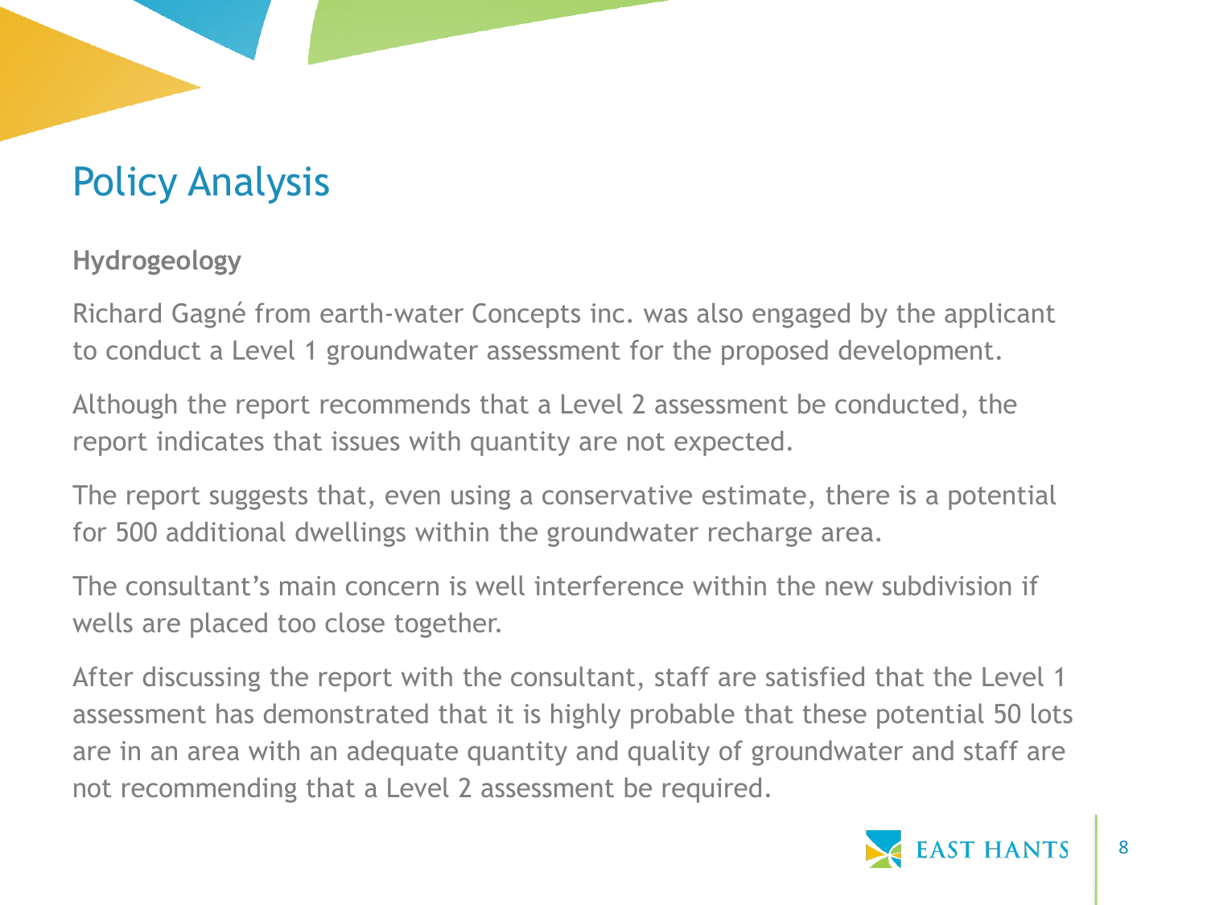# Policy Analysis

**Hydrogeology**

Richard Gagné from earth-water Concepts inc. was also engaged by the applicant to conduct a Level 1 groundwater assessment for the proposed development.

Although the report recommends that a Level 2 assessment be conducted, the report indicates that issues with quantity are not expected.

The report suggests that, even using a conservative estimate, there is a potential for 500 additional dwellings within the groundwater recharge area.

The consultant's main concern is well interference within the new subdivision if wells are placed too close together.

After discussing the report with the consultant, staff are satisfied that the Level 1 assessment has demonstrated that it is highly probable that these potential 50 lots are in an area with an adequate quantity and quality of groundwater and staff are not recommending that a Level 2 assessment be required.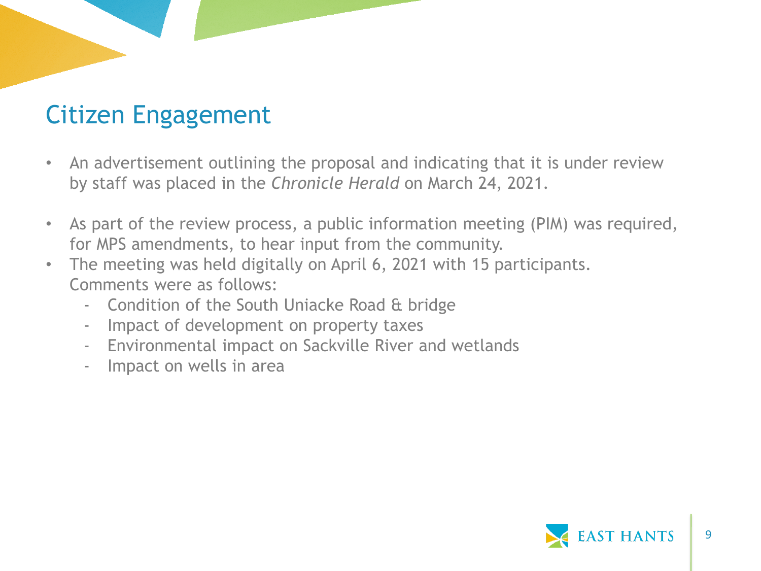# Citizen Engagement

- An advertisement outlining the proposal and indicating that it is under review by staff was placed in the *Chronicle Herald* on March 24, 2021.

- As part of the review process, a public information meeting (PIM) was required, for MPS amendments, to hear input from the community.
- The meeting was held digitally on April 6, 2021 with 15 participants. Comments were as follows:
  - Condition of the South Uniacke Road & bridge
  - Impact of development on property taxes
  - Environmental impact on Sackville River and wetlands
  - Impact on wells in area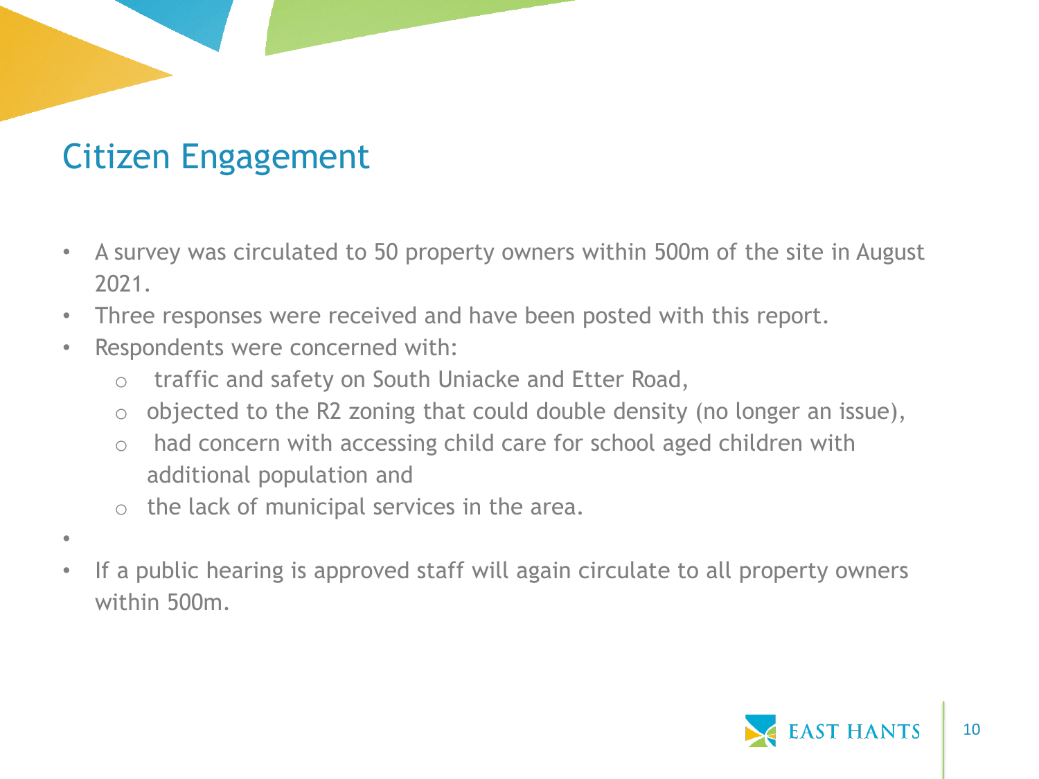# Citizen Engagement

- A survey was circulated to 50 property owners within 500m of the site in August 2021.
- Three responses were received and have been posted with this report.
- Respondents were concerned with:
  - traffic and safety on South Uniacke and Etter Road,
  - objected to the R2 zoning that could double density (no longer an issue),
  - had concern with accessing child care for school aged children with additional population and
  - the lack of municipal services in the area.
- If a public hearing is approved staff will again circulate to all property owners within 500m.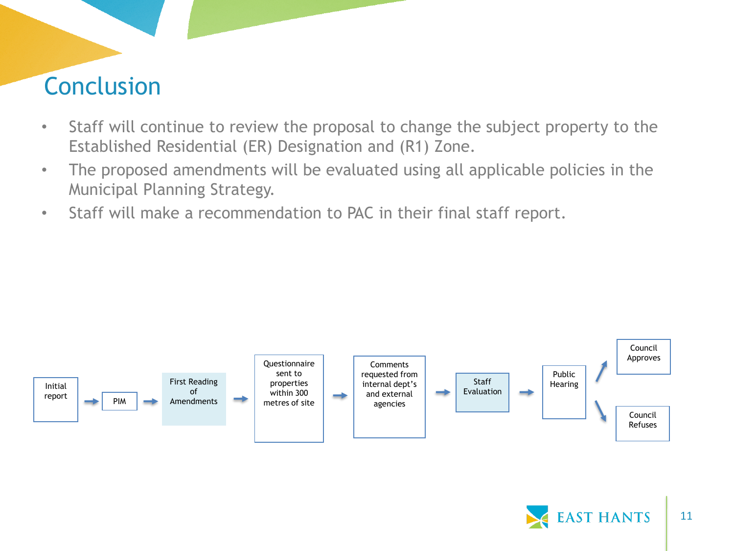# Conclusion

- Staff will continue to review the proposal to change the subject property to the Established Residential (ER) Designation and (R1) Zone.
- The proposed amendments will be evaluated using all applicable policies in the Municipal Planning Strategy.
- Staff will make a recommendation to PAC in their final staff report.

Initial report → PIM → First Reading of Amendments → Questionnaire sent to properties within 300 metres of site → Comments requested from internal dept's and external agencies → Staff Evaluation → Public Hearing → Council Approves / Council Refuses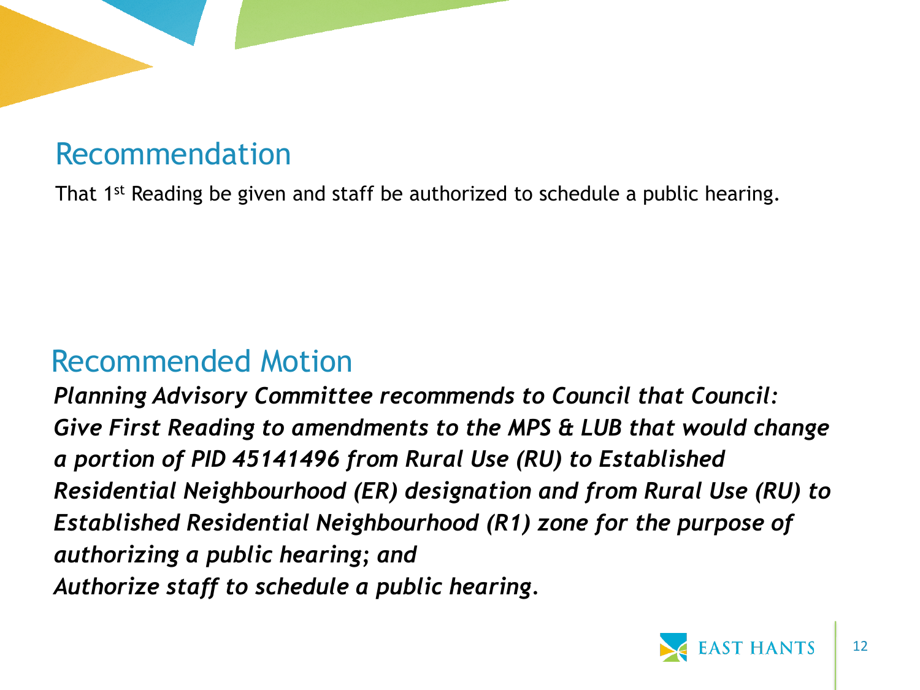## Recommendation

That 1st Reading be given and staff be authorized to schedule a public hearing.

## Recommended Motion

***Planning Advisory Committee recommends to Council that Council:***
***Give First Reading to amendments to the MPS & LUB that would change a portion of PID 45141496 from Rural Use (RU) to Established Residential Neighbourhood (ER) designation and from Rural Use (RU) to Established Residential Neighbourhood (R1) zone for the purpose of authorizing a public hearing; and***
***Authorize staff to schedule a public hearing.***